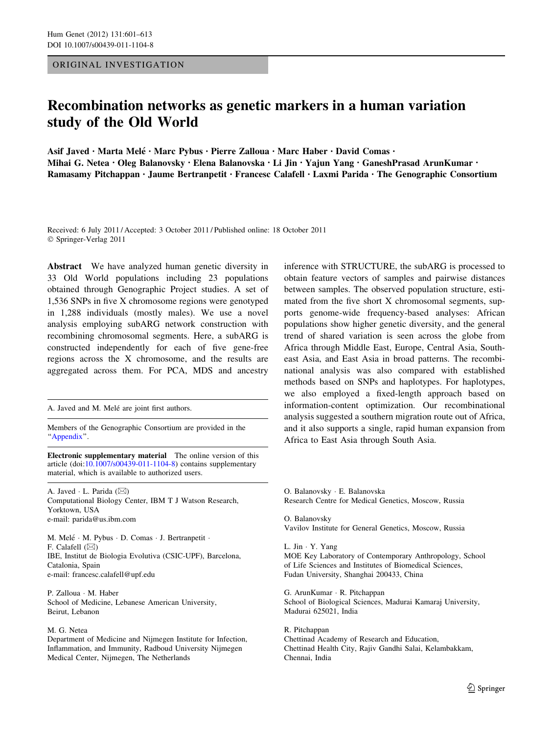ORIGINAL INVESTIGATION

# Recombination networks as genetic markers in a human variation study of the Old World

**Asif Javed · Marta Melé · Marc Pybus · Pierre Zalloua · Marc Haber · David Comas · Mihai G. Netea · Oleg Balanovsky · Elena Balanovska · Li Jin · Yajun Yang · GaneshPrasad ArunKumar · Ramasamy Pitchappan · Jaume Bertranpetit · Francesc Calafell · Laxmi Parida · The Genographic Consortium**

Received: 6 July 2011 / Accepted: 3 October 2011 / Published online: 18 October 2011
© Springer-Verlag 2011

**Abstract** We have analyzed human genetic diversity in 33 Old World populations including 23 populations obtained through Genographic Project studies. A set of 1,536 SNPs in five X chromosome regions were genotyped in 1,288 individuals (mostly males). We use a novel analysis employing subARG network construction with recombining chromosomal segments. Here, a subARG is constructed independently for each of five gene-free regions across the X chromosome, and the results are aggregated across them. For PCA, MDS and ancestry inference with STRUCTURE, the subARG is processed to obtain feature vectors of samples and pairwise distances between samples. The observed population structure, estimated from the five short X chromosomal segments, supports genome-wide frequency-based analyses: African populations show higher genetic diversity, and the general trend of shared variation is seen across the globe from Africa through Middle East, Europe, Central Asia, Southeast Asia, and East Asia in broad patterns. The recombinational analysis was also compared with established methods based on SNPs and haplotypes. For haplotypes, we also employed a fixed-length approach based on information-content optimization. Our recombinational analysis suggested a southern migration route out of Africa, and it also supports a single, rapid human expansion from Africa to East Asia through South Asia.

A. Javed and M. Melé are joint first authors.

Members of the Genographic Consortium are provided in the "Appendix".

**Electronic supplementary material** The online version of this article (doi:10.1007/s00439-011-1104-8) contains supplementary material, which is available to authorized users.

A. Javed · L. Parida (✉)
Computational Biology Center, IBM T J Watson Research, Yorktown, USA
e-mail: parida@us.ibm.com

M. Melé · M. Pybus · D. Comas · J. Bertranpetit · F. Calafell (✉)
IBE, Institut de Biologia Evolutiva (CSIC-UPF), Barcelona, Catalonia, Spain
e-mail: francesc.calafell@upf.edu

P. Zalloua · M. Haber
School of Medicine, Lebanese American University, Beirut, Lebanon

M. G. Netea
Department of Medicine and Nijmegen Institute for Infection, Inflammation, and Immunity, Radboud University Nijmegen Medical Center, Nijmegen, The Netherlands

O. Balanovsky · E. Balanovska
Research Centre for Medical Genetics, Moscow, Russia

O. Balanovsky
Vavilov Institute for General Genetics, Moscow, Russia

L. Jin · Y. Yang
MOE Key Laboratory of Contemporary Anthropology, School of Life Sciences and Institutes of Biomedical Sciences, Fudan University, Shanghai 200433, China

G. ArunKumar · R. Pitchappan
School of Biological Sciences, Madurai Kamaraj University, Madurai 625021, India

R. Pitchappan
Chettinad Academy of Research and Education, Chettinad Health City, Rajiv Gandhi Salai, Kelambakkam, Chennai, India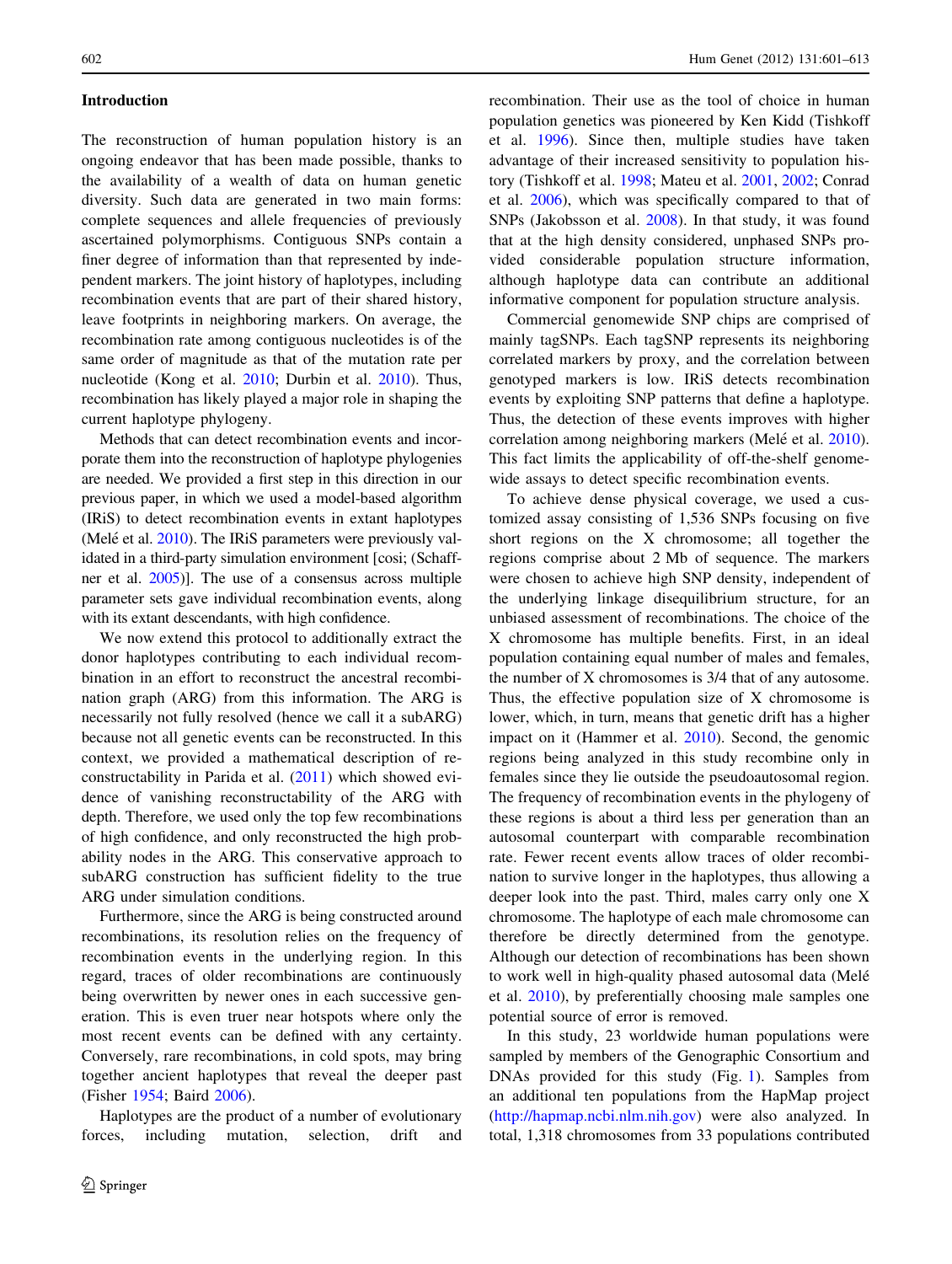## Introduction

The reconstruction of human population history is an ongoing endeavor that has been made possible, thanks to the availability of a wealth of data on human genetic diversity. Such data are generated in two main forms: complete sequences and allele frequencies of previously ascertained polymorphisms. Contiguous SNPs contain a finer degree of information than that represented by independent markers. The joint history of haplotypes, including recombination events that are part of their shared history, leave footprints in neighboring markers. On average, the recombination rate among contiguous nucleotides is of the same order of magnitude as that of the mutation rate per nucleotide (Kong et al. 2010; Durbin et al. 2010). Thus, recombination has likely played a major role in shaping the current haplotype phylogeny.

Methods that can detect recombination events and incorporate them into the reconstruction of haplotype phylogenies are needed. We provided a first step in this direction in our previous paper, in which we used a model-based algorithm (IRiS) to detect recombination events in extant haplotypes (Melé et al. 2010). The IRiS parameters were previously validated in a third-party simulation environment [cosi; (Schaffner et al. 2005)]. The use of a consensus across multiple parameter sets gave individual recombination events, along with its extant descendants, with high confidence.

We now extend this protocol to additionally extract the donor haplotypes contributing to each individual recombination in an effort to reconstruct the ancestral recombination graph (ARG) from this information. The ARG is necessarily not fully resolved (hence we call it a subARG) because not all genetic events can be reconstructed. In this context, we provided a mathematical description of reconstructability in Parida et al. (2011) which showed evidence of vanishing reconstructability of the ARG with depth. Therefore, we used only the top few recombinations of high confidence, and only reconstructed the high probability nodes in the ARG. This conservative approach to subARG construction has sufficient fidelity to the true ARG under simulation conditions.

Furthermore, since the ARG is being constructed around recombinations, its resolution relies on the frequency of recombination events in the underlying region. In this regard, traces of older recombinations are continuously being overwritten by newer ones in each successive generation. This is even truer near hotspots where only the most recent events can be defined with any certainty. Conversely, rare recombinations, in cold spots, may bring together ancient haplotypes that reveal the deeper past (Fisher 1954; Baird 2006).

Haplotypes are the product of a number of evolutionary forces, including mutation, selection, drift and recombination. Their use as the tool of choice in human population genetics was pioneered by Ken Kidd (Tishkoff et al. 1996). Since then, multiple studies have taken advantage of their increased sensitivity to population history (Tishkoff et al. 1998; Mateu et al. 2001, 2002; Conrad et al. 2006), which was specifically compared to that of SNPs (Jakobsson et al. 2008). In that study, it was found that at the high density considered, unphased SNPs provided considerable population structure information, although haplotype data can contribute an additional informative component for population structure analysis.

Commercial genomewide SNP chips are comprised of mainly tagSNPs. Each tagSNP represents its neighboring correlated markers by proxy, and the correlation between genotyped markers is low. IRiS detects recombination events by exploiting SNP patterns that define a haplotype. Thus, the detection of these events improves with higher correlation among neighboring markers (Melé et al. 2010). This fact limits the applicability of off-the-shelf genomewide assays to detect specific recombination events.

To achieve dense physical coverage, we used a customized assay consisting of 1,536 SNPs focusing on five short regions on the X chromosome; all together the regions comprise about 2 Mb of sequence. The markers were chosen to achieve high SNP density, independent of the underlying linkage disequilibrium structure, for an unbiased assessment of recombinations. The choice of the X chromosome has multiple benefits. First, in an ideal population containing equal number of males and females, the number of X chromosomes is 3/4 that of any autosome. Thus, the effective population size of X chromosome is lower, which, in turn, means that genetic drift has a higher impact on it (Hammer et al. 2010). Second, the genomic regions being analyzed in this study recombine only in females since they lie outside the pseudoautosomal region. The frequency of recombination events in the phylogeny of these regions is about a third less per generation than an autosomal counterpart with comparable recombination rate. Fewer recent events allow traces of older recombination to survive longer in the haplotypes, thus allowing a deeper look into the past. Third, males carry only one X chromosome. The haplotype of each male chromosome can therefore be directly determined from the genotype. Although our detection of recombinations has been shown to work well in high-quality phased autosomal data (Melé et al. 2010), by preferentially choosing male samples one potential source of error is removed.

In this study, 23 worldwide human populations were sampled by members of the Genographic Consortium and DNAs provided for this study (Fig. 1). Samples from an additional ten populations from the HapMap project (http://hapmap.ncbi.nlm.nih.gov) were also analyzed. In total, 1,318 chromosomes from 33 populations contributed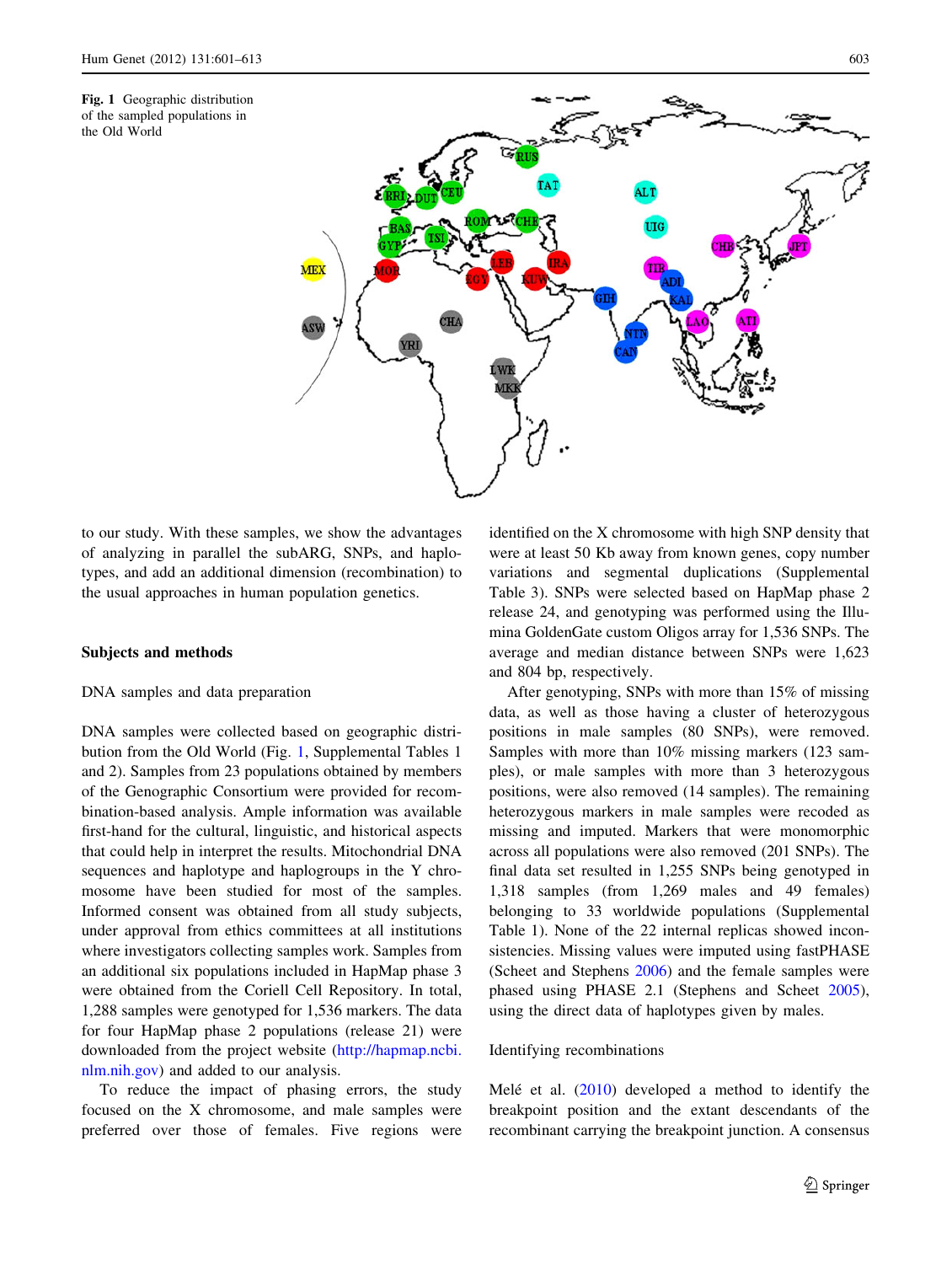**Fig. 1** Geographic distribution of the sampled populations in the Old World

to our study. With these samples, we show the advantages of analyzing in parallel the subARG, SNPs, and haplotypes, and add an additional dimension (recombination) to the usual approaches in human population genetics.

## Subjects and methods

### DNA samples and data preparation

DNA samples were collected based on geographic distribution from the Old World (Fig. 1, Supplemental Tables 1 and 2). Samples from 23 populations obtained by members of the Genographic Consortium were provided for recombination-based analysis. Ample information was available first-hand for the cultural, linguistic, and historical aspects that could help in interpret the results. Mitochondrial DNA sequences and haplotype and haplogroups in the Y chromosome have been studied for most of the samples. Informed consent was obtained from all study subjects, under approval from ethics committees at all institutions where investigators collecting samples work. Samples from an additional six populations included in HapMap phase 3 were obtained from the Coriell Cell Repository. In total, 1,288 samples were genotyped for 1,536 markers. The data for four HapMap phase 2 populations (release 21) were downloaded from the project website (http://hapmap.ncbi.nlm.nih.gov) and added to our analysis.

To reduce the impact of phasing errors, the study focused on the X chromosome, and male samples were preferred over those of females. Five regions were identified on the X chromosome with high SNP density that were at least 50 Kb away from known genes, copy number variations and segmental duplications (Supplemental Table 3). SNPs were selected based on HapMap phase 2 release 24, and genotyping was performed using the Illumina GoldenGate custom Oligos array for 1,536 SNPs. The average and median distance between SNPs were 1,623 and 804 bp, respectively.

After genotyping, SNPs with more than 15% of missing data, as well as those having a cluster of heterozygous positions in male samples (80 SNPs), were removed. Samples with more than 10% missing markers (123 samples), or male samples with more than 3 heterozygous positions, were also removed (14 samples). The remaining heterozygous markers in male samples were recoded as missing and imputed. Markers that were monomorphic across all populations were also removed (201 SNPs). The final data set resulted in 1,255 SNPs being genotyped in 1,318 samples (from 1,269 males and 49 females) belonging to 33 worldwide populations (Supplemental Table 1). None of the 22 internal replicas showed inconsistencies. Missing values were imputed using fastPHASE (Scheet and Stephens 2006) and the female samples were phased using PHASE 2.1 (Stephens and Scheet 2005), using the direct data of haplotypes given by males.

### Identifying recombinations

Melé et al. (2010) developed a method to identify the breakpoint position and the extant descendants of the recombinant carrying the breakpoint junction. A consensus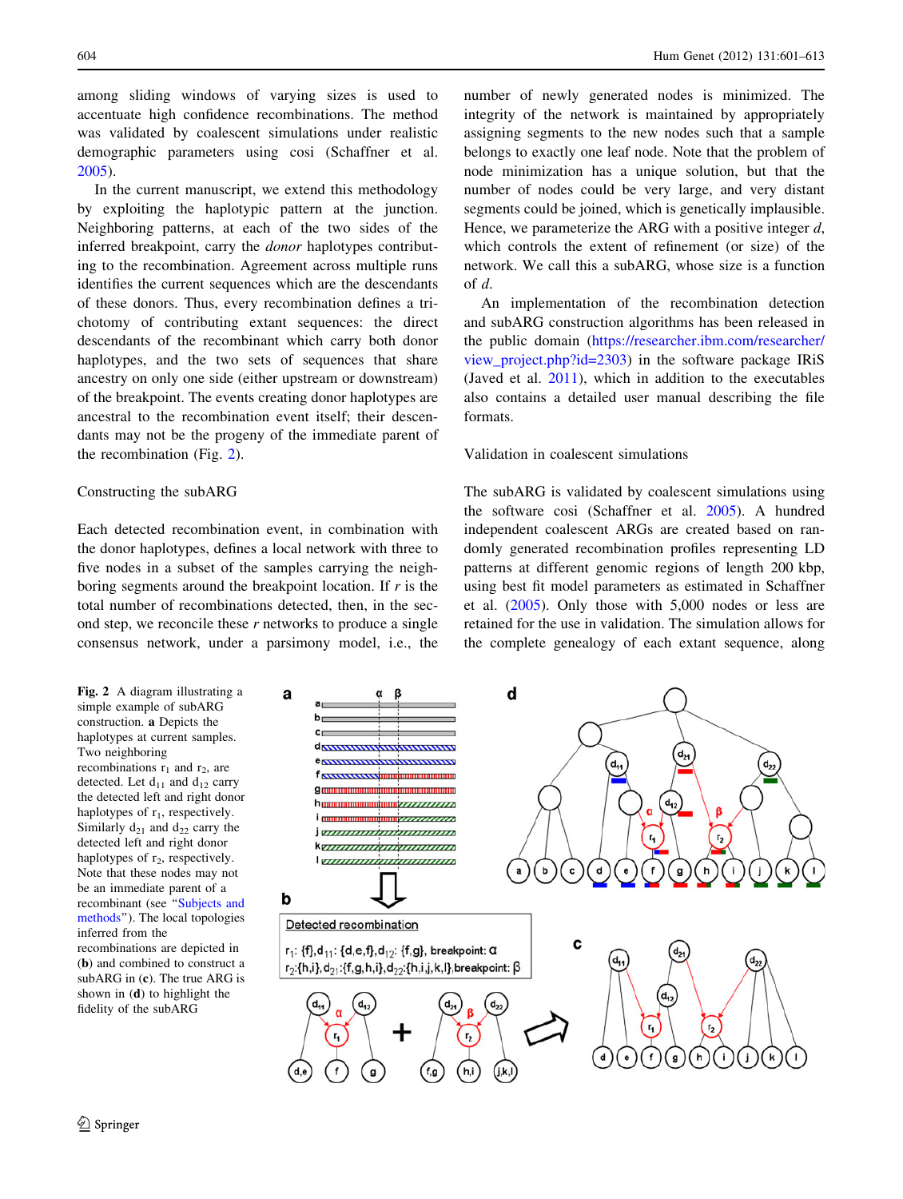among sliding windows of varying sizes is used to accentuate high confidence recombinations. The method was validated by coalescent simulations under realistic demographic parameters using cosi (Schaffner et al. 2005).

In the current manuscript, we extend this methodology by exploiting the haplotypic pattern at the junction. Neighboring patterns, at each of the two sides of the inferred breakpoint, carry the *donor* haplotypes contributing to the recombination. Agreement across multiple runs identifies the current sequences which are the descendants of these donors. Thus, every recombination defines a trichotomy of contributing extant sequences: the direct descendants of the recombinant which carry both donor haplotypes, and the two sets of sequences that share ancestry on only one side (either upstream or downstream) of the breakpoint. The events creating donor haplotypes are ancestral to the recombination event itself; their descendants may not be the progeny of the immediate parent of the recombination (Fig. 2).

## Constructing the subARG

Each detected recombination event, in combination with the donor haplotypes, defines a local network with three to five nodes in a subset of the samples carrying the neighboring segments around the breakpoint location. If $r$ is the total number of recombinations detected, then, in the second step, we reconcile these $r$ networks to produce a single consensus network, under a parsimony model, i.e., the number of newly generated nodes is minimized. The integrity of the network is maintained by appropriately assigning segments to the new nodes such that a sample belongs to exactly one leaf node. Note that the problem of node minimization has a unique solution, but that the number of nodes could be very large, and very distant segments could be joined, which is genetically implausible. Hence, we parameterize the ARG with a positive integer $d$, which controls the extent of refinement (or size) of the network. We call this a subARG, whose size is a function of $d$.

An implementation of the recombination detection and subARG construction algorithms has been released in the public domain (https://researcher.ibm.com/researcher/view_project.php?id=2303) in the software package IRiS (Javed et al. 2011), which in addition to the executables also contains a detailed user manual describing the file formats.

## Validation in coalescent simulations

The subARG is validated by coalescent simulations using the software cosi (Schaffner et al. 2005). A hundred independent coalescent ARGs are created based on randomly generated recombination profiles representing LD patterns at different genomic regions of length 200 kbp, using best fit model parameters as estimated in Schaffner et al. (2005). Only those with 5,000 nodes or less are retained for the use in validation. The simulation allows for the complete genealogy of each extant sequence, along

**Fig. 2** A diagram illustrating a simple example of subARG construction. **a** Depicts the haplotypes at current samples. Two neighboring recombinations $r_1$ and $r_2$, are detected. Let $d_{11}$ and $d_{12}$ carry the detected left and right donor haplotypes of $r_1$, respectively. Similarly $d_{21}$ and $d_{22}$ carry the detected left and right donor haplotypes of $r_2$, respectively. Note that these nodes may not be an immediate parent of a recombinant (see "Subjects and methods"). The local topologies inferred from the recombinations are depicted in (**b**) and combined to construct a subARG in (**c**). The true ARG is shown in (**d**) to highlight the fidelity of the subARG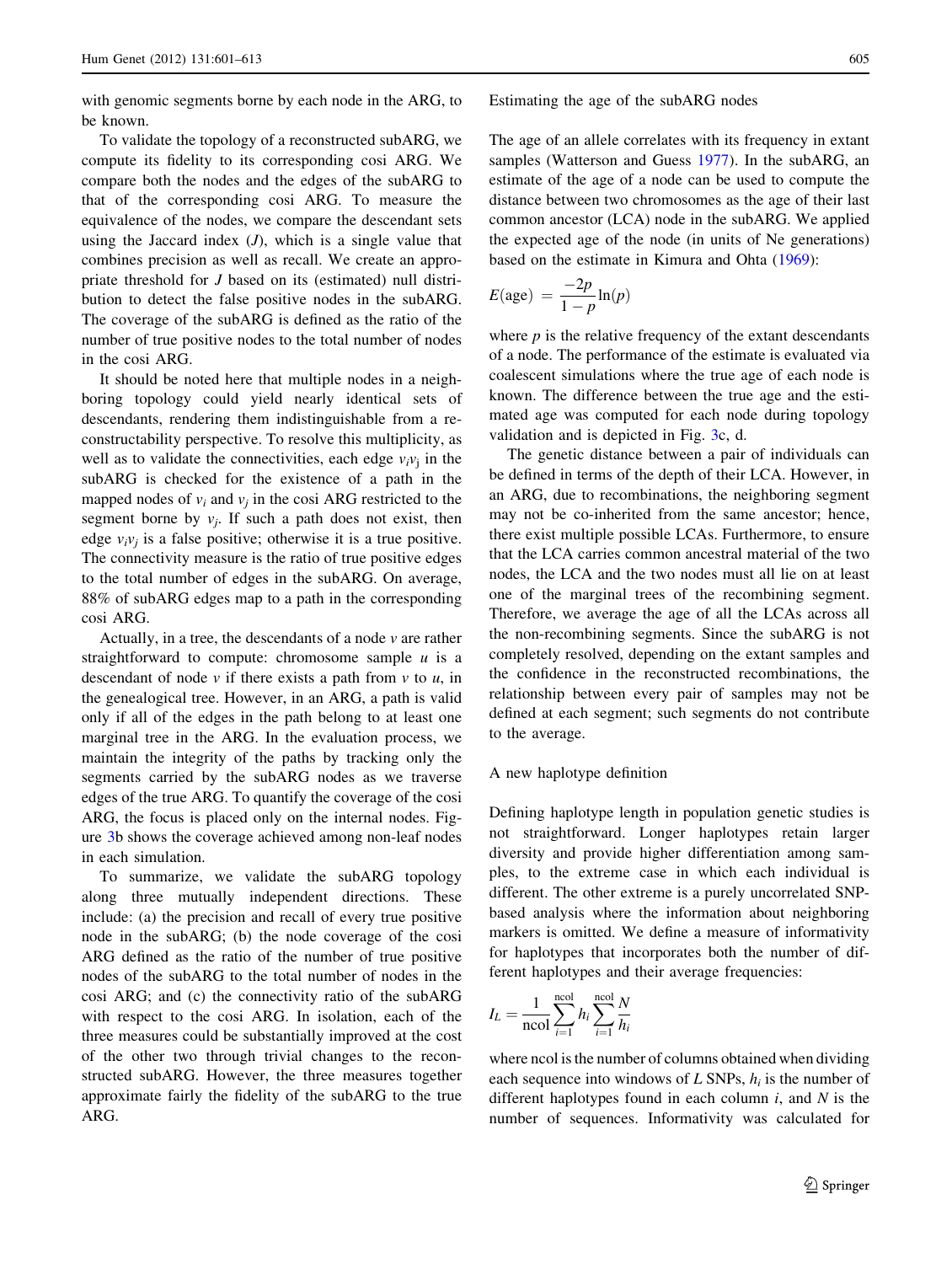with genomic segments borne by each node in the ARG, to be known.

To validate the topology of a reconstructed subARG, we compute its fidelity to its corresponding cosi ARG. We compare both the nodes and the edges of the subARG to that of the corresponding cosi ARG. To measure the equivalence of the nodes, we compare the descendant sets using the Jaccard index ($J$), which is a single value that combines precision as well as recall. We create an appropriate threshold for $J$ based on its (estimated) null distribution to detect the false positive nodes in the subARG. The coverage of the subARG is defined as the ratio of the number of true positive nodes to the total number of nodes in the cosi ARG.

It should be noted here that multiple nodes in a neighboring topology could yield nearly identical sets of descendants, rendering them indistinguishable from a reconstructability perspective. To resolve this multiplicity, as well as to validate the connectivities, each edge $v_i v_j$ in the subARG is checked for the existence of a path in the mapped nodes of $v_i$ and $v_j$ in the cosi ARG restricted to the segment borne by $v_j$. If such a path does not exist, then edge $v_i v_j$ is a false positive; otherwise it is a true positive. The connectivity measure is the ratio of true positive edges to the total number of edges in the subARG. On average, 88% of subARG edges map to a path in the corresponding cosi ARG.

Actually, in a tree, the descendants of a node $v$ are rather straightforward to compute: chromosome sample $u$ is a descendant of node $v$ if there exists a path from $v$ to $u$, in the genealogical tree. However, in an ARG, a path is valid only if all of the edges in the path belong to at least one marginal tree in the ARG. In the evaluation process, we maintain the integrity of the paths by tracking only the segments carried by the subARG nodes as we traverse edges of the true ARG. To quantify the coverage of the cosi ARG, the focus is placed only on the internal nodes. Figure 3b shows the coverage achieved among non-leaf nodes in each simulation.

To summarize, we validate the subARG topology along three mutually independent directions. These include: (a) the precision and recall of every true positive node in the subARG; (b) the node coverage of the cosi ARG defined as the ratio of the number of true positive nodes of the subARG to the total number of nodes in the cosi ARG; and (c) the connectivity ratio of the subARG with respect to the cosi ARG. In isolation, each of the three measures could be substantially improved at the cost of the other two through trivial changes to the reconstructed subARG. However, the three measures together approximate fairly the fidelity of the subARG to the true ARG.

## Estimating the age of the subARG nodes

The age of an allele correlates with its frequency in extant samples (Watterson and Guess 1977). In the subARG, an estimate of the age of a node can be used to compute the distance between two chromosomes as the age of their last common ancestor (LCA) node in the subARG. We applied the expected age of the node (in units of Ne generations) based on the estimate in Kimura and Ohta (1969):

$$E(\text{age}) = \frac{-2p}{1-p}\ln(p)$$

where $p$ is the relative frequency of the extant descendants of a node. The performance of the estimate is evaluated via coalescent simulations where the true age of each node is known. The difference between the true age and the estimated age was computed for each node during topology validation and is depicted in Fig. 3c, d.

The genetic distance between a pair of individuals can be defined in terms of the depth of their LCA. However, in an ARG, due to recombinations, the neighboring segment may not be co-inherited from the same ancestor; hence, there exist multiple possible LCAs. Furthermore, to ensure that the LCA carries common ancestral material of the two nodes, the LCA and the two nodes must all lie on at least one of the marginal trees of the recombining segment. Therefore, we average the age of all the LCAs across all the non-recombining segments. Since the subARG is not completely resolved, depending on the extant samples and the confidence in the reconstructed recombinations, the relationship between every pair of samples may not be defined at each segment; such segments do not contribute to the average.

## A new haplotype definition

Defining haplotype length in population genetic studies is not straightforward. Longer haplotypes retain larger diversity and provide higher differentiation among samples, to the extreme case in which each individual is different. The other extreme is a purely uncorrelated SNP-based analysis where the information about neighboring markers is omitted. We define a measure of informativity for haplotypes that incorporates both the number of different haplotypes and their average frequencies:

$$I_L = \frac{1}{\text{ncol}} \sum_{i=1}^{\text{ncol}} h_i \sum_{i=1}^{\text{ncol}} \frac{N}{h_i}$$

where ncol is the number of columns obtained when dividing each sequence into windows of $L$ SNPs, $h_i$ is the number of different haplotypes found in each column $i$, and $N$ is the number of sequences. Informativity was calculated for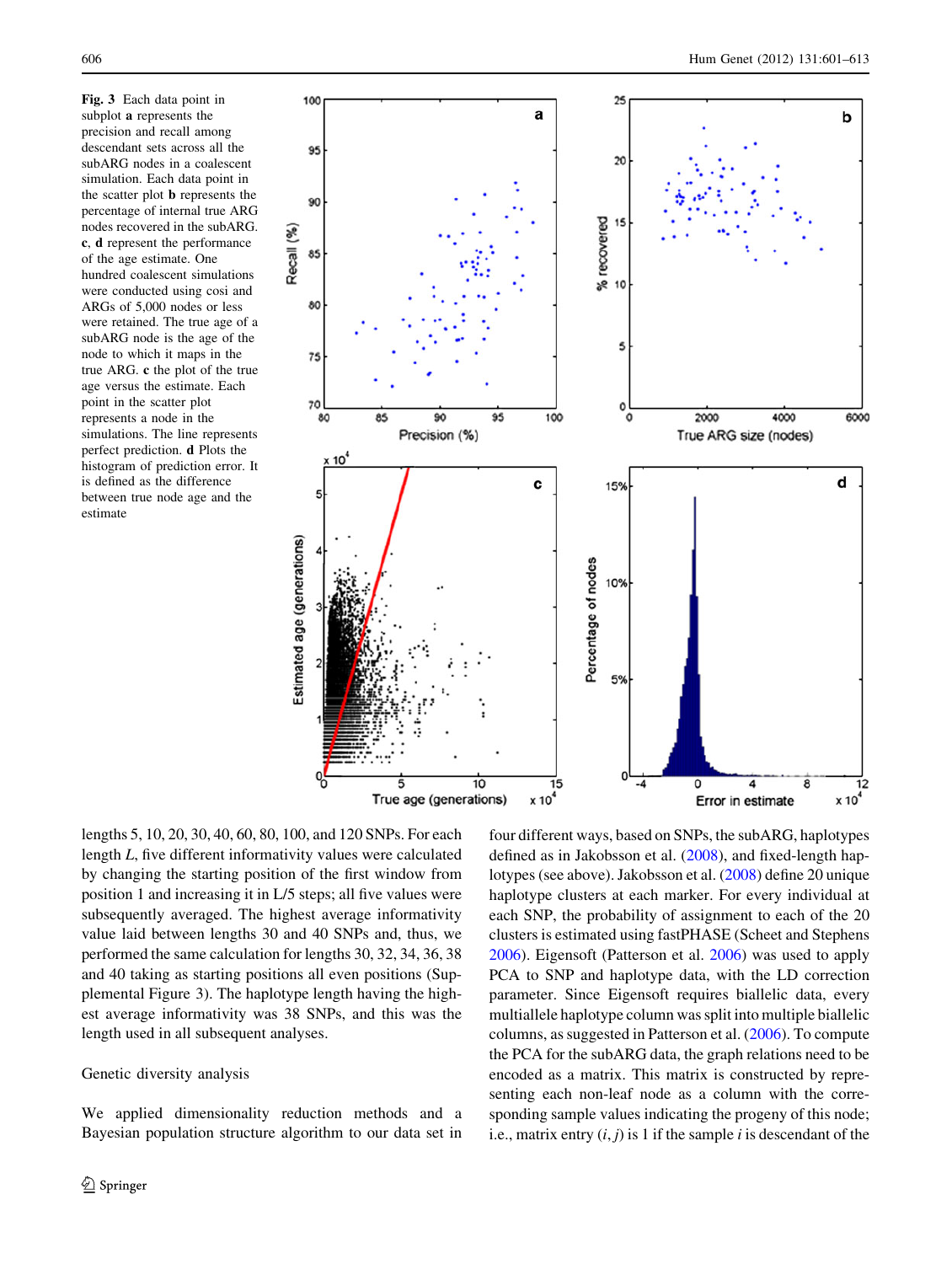**Fig. 3** Each data point in subplot **a** represents the precision and recall among descendant sets across all the subARG nodes in a coalescent simulation. Each data point in the scatter plot **b** represents the percentage of internal true ARG nodes recovered in the subARG. **c**, **d** represent the performance of the age estimate. One hundred coalescent simulations were conducted using cosi and ARGs of 5,000 nodes or less were retained. The true age of a subARG node is the age of the node to which it maps in the true ARG. **c** the plot of the true age versus the estimate. Each point in the scatter plot represents a node in the simulations. The line represents perfect prediction. **d** Plots the histogram of prediction error. It is defined as the difference between true node age and the estimate

lengths 5, 10, 20, 30, 40, 60, 80, 100, and 120 SNPs. For each length $L$, five different informativity values were calculated by changing the starting position of the first window from position 1 and increasing it in $L/5$ steps; all five values were subsequently averaged. The highest average informativity value laid between lengths 30 and 40 SNPs and, thus, we performed the same calculation for lengths 30, 32, 34, 36, 38 and 40 taking as starting positions all even positions (Supplemental Figure 3). The haplotype length having the highest average informativity was 38 SNPs, and this was the length used in all subsequent analyses.

## Genetic diversity analysis

We applied dimensionality reduction methods and a Bayesian population structure algorithm to our data set in four different ways, based on SNPs, the subARG, haplotypes defined as in Jakobsson et al. (2008), and fixed-length haplotypes (see above). Jakobsson et al. (2008) define 20 unique haplotype clusters at each marker. For every individual at each SNP, the probability of assignment to each of the 20 clusters is estimated using fastPHASE (Scheet and Stephens 2006). Eigensoft (Patterson et al. 2006) was used to apply PCA to SNP and haplotype data, with the LD correction parameter. Since Eigensoft requires biallelic data, every multiallele haplotype column was split into multiple biallelic columns, as suggested in Patterson et al. (2006). To compute the PCA for the subARG data, the graph relations need to be encoded as a matrix. This matrix is constructed by representing each non-leaf node as a column with the corresponding sample values indicating the progeny of this node; i.e., matrix entry $(i, j)$ is 1 if the sample $i$ is descendant of the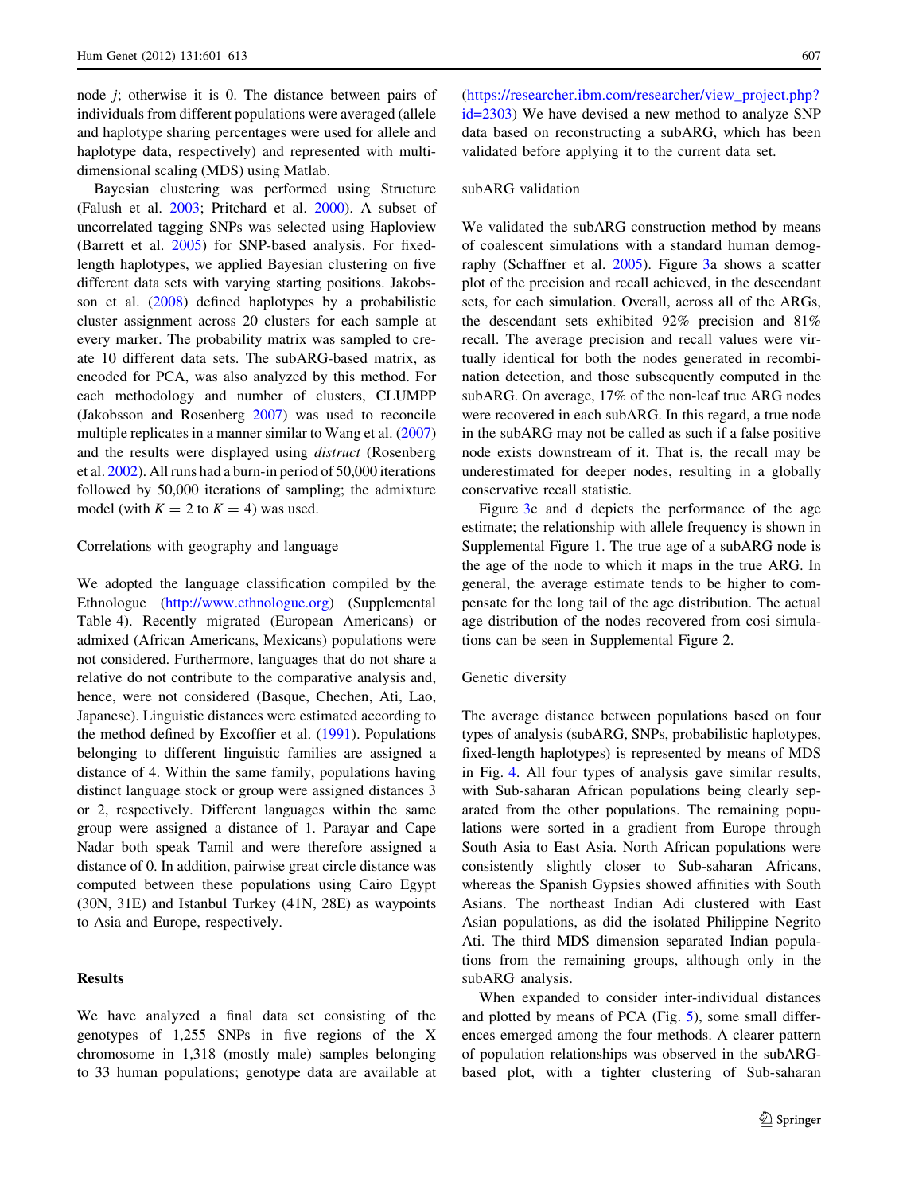node *j*; otherwise it is 0. The distance between pairs of individuals from different populations were averaged (allele and haplotype sharing percentages were used for allele and haplotype data, respectively) and represented with multi-dimensional scaling (MDS) using Matlab.

Bayesian clustering was performed using Structure (Falush et al. 2003; Pritchard et al. 2000). A subset of uncorrelated tagging SNPs was selected using Haploview (Barrett et al. 2005) for SNP-based analysis. For fixed-length haplotypes, we applied Bayesian clustering on five different data sets with varying starting positions. Jakobsson et al. (2008) defined haplotypes by a probabilistic cluster assignment across 20 clusters for each sample at every marker. The probability matrix was sampled to create 10 different data sets. The subARG-based matrix, as encoded for PCA, was also analyzed by this method. For each methodology and number of clusters, CLUMPP (Jakobsson and Rosenberg 2007) was used to reconcile multiple replicates in a manner similar to Wang et al. (2007) and the results were displayed using *distruct* (Rosenberg et al. 2002). All runs had a burn-in period of 50,000 iterations followed by 50,000 iterations of sampling; the admixture model (with $K = 2$ to $K = 4$) was used.

### Correlations with geography and language

We adopted the language classification compiled by the Ethnologue (http://www.ethnologue.org) (Supplemental Table 4). Recently migrated (European Americans) or admixed (African Americans, Mexicans) populations were not considered. Furthermore, languages that do not share a relative do not contribute to the comparative analysis and, hence, were not considered (Basque, Chechen, Ati, Lao, Japanese). Linguistic distances were estimated according to the method defined by Excoffier et al. (1991). Populations belonging to different linguistic families are assigned a distance of 4. Within the same family, populations having distinct language stock or group were assigned distances 3 or 2, respectively. Different languages within the same group were assigned a distance of 1. Parayar and Cape Nadar both speak Tamil and were therefore assigned a distance of 0. In addition, pairwise great circle distance was computed between these populations using Cairo Egypt (30N, 31E) and Istanbul Turkey (41N, 28E) as waypoints to Asia and Europe, respectively.

## Results

We have analyzed a final data set consisting of the genotypes of 1,255 SNPs in five regions of the X chromosome in 1,318 (mostly male) samples belonging to 33 human populations; genotype data are available at (https://researcher.ibm.com/researcher/view_project.php?id=2303) We have devised a new method to analyze SNP data based on reconstructing a subARG, which has been validated before applying it to the current data set.

### subARG validation

We validated the subARG construction method by means of coalescent simulations with a standard human demography (Schaffner et al. 2005). Figure 3a shows a scatter plot of the precision and recall achieved, in the descendant sets, for each simulation. Overall, across all of the ARGs, the descendant sets exhibited 92% precision and 81% recall. The average precision and recall values were virtually identical for both the nodes generated in recombination detection, and those subsequently computed in the subARG. On average, 17% of the non-leaf true ARG nodes were recovered in each subARG. In this regard, a true node in the subARG may not be called as such if a false positive node exists downstream of it. That is, the recall may be underestimated for deeper nodes, resulting in a globally conservative recall statistic.

Figure 3c and d depicts the performance of the age estimate; the relationship with allele frequency is shown in Supplemental Figure 1. The true age of a subARG node is the age of the node to which it maps in the true ARG. In general, the average estimate tends to be higher to compensate for the long tail of the age distribution. The actual age distribution of the nodes recovered from cosi simulations can be seen in Supplemental Figure 2.

### Genetic diversity

The average distance between populations based on four types of analysis (subARG, SNPs, probabilistic haplotypes, fixed-length haplotypes) is represented by means of MDS in Fig. 4. All four types of analysis gave similar results, with Sub-saharan African populations being clearly separated from the other populations. The remaining populations were sorted in a gradient from Europe through South Asia to East Asia. North African populations were consistently slightly closer to Sub-saharan Africans, whereas the Spanish Gypsies showed affinities with South Asians. The northeast Indian Adi clustered with East Asian populations, as did the isolated Philippine Negrito Ati. The third MDS dimension separated Indian populations from the remaining groups, although only in the subARG analysis.

When expanded to consider inter-individual distances and plotted by means of PCA (Fig. 5), some small differences emerged among the four methods. A clearer pattern of population relationships was observed in the subARG-based plot, with a tighter clustering of Sub-saharan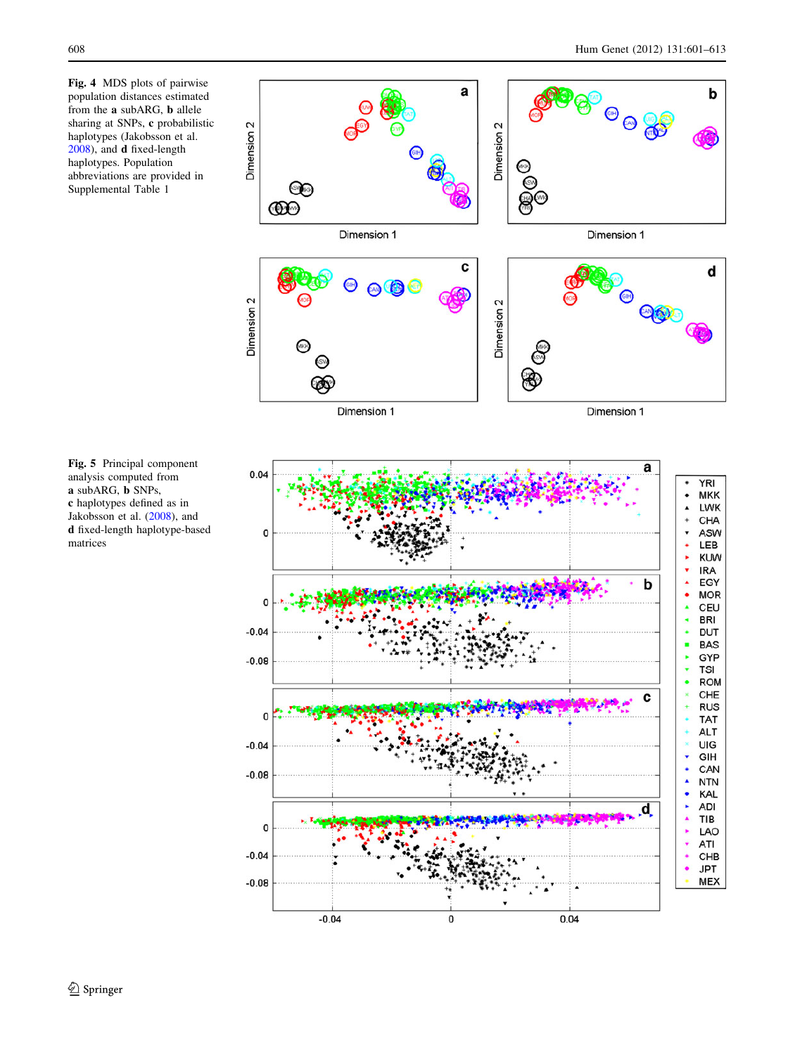**Fig. 4** MDS plots of pairwise population distances estimated from the **a** subARG, **b** allele sharing at SNPs, **c** probabilistic haplotypes (Jakobsson et al. 2008), and **d** fixed-length haplotypes. Population abbreviations are provided in Supplemental Table 1

**Fig. 5** Principal component analysis computed from **a** subARG, **b** SNPs, **c** haplotypes defined as in Jakobsson et al. (2008), and **d** fixed-length haplotype-based matrices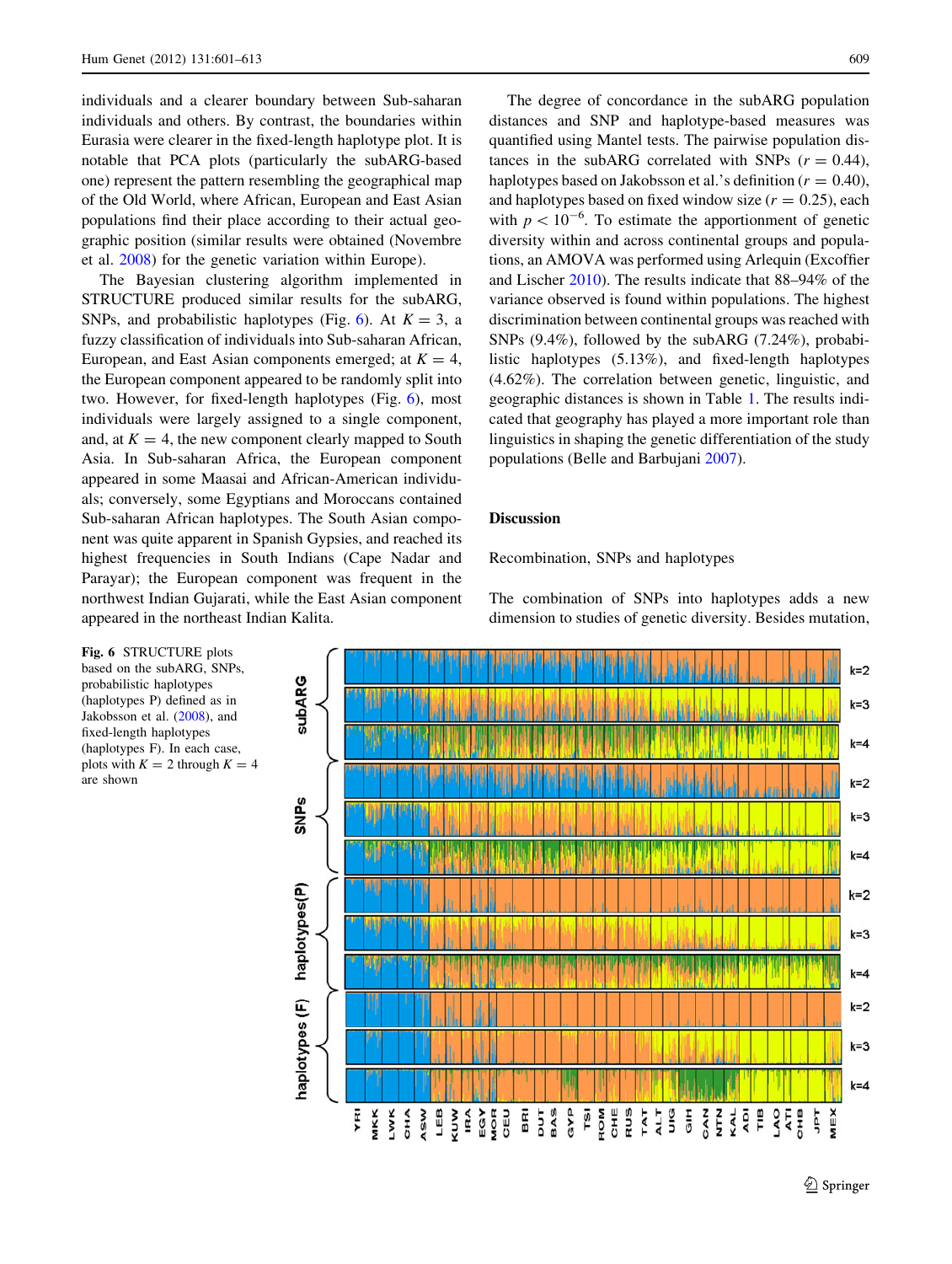individuals and a clearer boundary between Sub-saharan individuals and others. By contrast, the boundaries within Eurasia were clearer in the fixed-length haplotype plot. It is notable that PCA plots (particularly the subARG-based one) represent the pattern resembling the geographical map of the Old World, where African, European and East Asian populations find their place according to their actual geographic position (similar results were obtained (Novembre et al. 2008) for the genetic variation within Europe).

The Bayesian clustering algorithm implemented in STRUCTURE produced similar results for the subARG, SNPs, and probabilistic haplotypes (Fig. 6). At $K = 3$, a fuzzy classification of individuals into Sub-saharan African, European, and East Asian components emerged; at $K = 4$, the European component appeared to be randomly split into two. However, for fixed-length haplotypes (Fig. 6), most individuals were largely assigned to a single component, and, at $K = 4$, the new component clearly mapped to South Asia. In Sub-saharan Africa, the European component appeared in some Maasai and African-American individuals; conversely, some Egyptians and Moroccans contained Sub-saharan African haplotypes. The South Asian component was quite apparent in Spanish Gypsies, and reached its highest frequencies in South Indians (Cape Nadar and Parayar); the European component was frequent in the northwest Indian Gujarati, while the East Asian component appeared in the northeast Indian Kalita.

The degree of concordance in the subARG population distances and SNP and haplotype-based measures was quantified using Mantel tests. The pairwise population distances in the subARG correlated with SNPs ($r = 0.44$), haplotypes based on Jakobsson et al.'s definition ($r = 0.40$), and haplotypes based on fixed window size ($r = 0.25$), each with $p < 10^{-6}$. To estimate the apportionment of genetic diversity within and across continental groups and populations, an AMOVA was performed using Arlequin (Excoffier and Lischer 2010). The results indicate that 88–94% of the variance observed is found within populations. The highest discrimination between continental groups was reached with SNPs (9.4%), followed by the subARG (7.24%), probabilistic haplotypes (5.13%), and fixed-length haplotypes (4.62%). The correlation between genetic, linguistic, and geographic distances is shown in Table 1. The results indicated that geography has played a more important role than linguistics in shaping the genetic differentiation of the study populations (Belle and Barbujani 2007).

## Discussion

### Recombination, SNPs and haplotypes

The combination of SNPs into haplotypes adds a new dimension to studies of genetic diversity. Besides mutation,

**Fig. 6** STRUCTURE plots based on the subARG, SNPs, probabilistic haplotypes (haplotypes P) defined as in Jakobsson et al. (2008), and fixed-length haplotypes (haplotypes F). In each case, plots with $K = 2$ through $K = 4$ are shown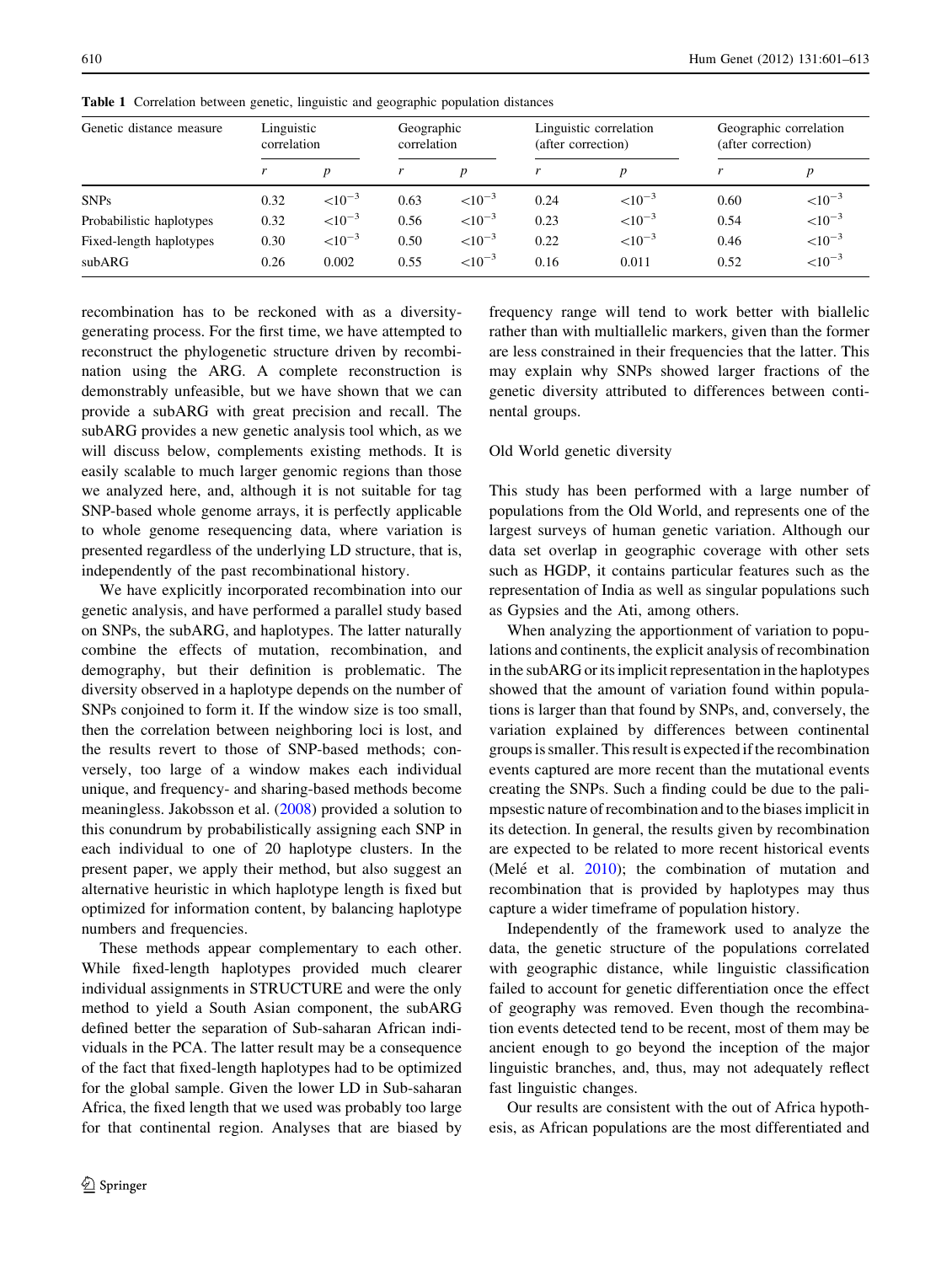**Table 1** Correlation between genetic, linguistic and geographic population distances

| Genetic distance measure | Linguistic correlation | | Geographic correlation | | Linguistic correlation (after correction) | | Geographic correlation (after correction) | |
|---|---|---|---|---|---|---|---|---|
| | $r$ | $p$ | $r$ | $p$ | $r$ | $p$ | $r$ | $p$ |
| SNPs | 0.32 | $<10^{-3}$ | 0.63 | $<10^{-3}$ | 0.24 | $<10^{-3}$ | 0.60 | $<10^{-3}$ |
| Probabilistic haplotypes | 0.32 | $<10^{-3}$ | 0.56 | $<10^{-3}$ | 0.23 | $<10^{-3}$ | 0.54 | $<10^{-3}$ |
| Fixed-length haplotypes | 0.30 | $<10^{-3}$ | 0.50 | $<10^{-3}$ | 0.22 | $<10^{-3}$ | 0.46 | $<10^{-3}$ |
| subARG | 0.26 | 0.002 | 0.55 | $<10^{-3}$ | 0.16 | 0.011 | 0.52 | $<10^{-3}$ |

recombination has to be reckoned with as a diversity-generating process. For the first time, we have attempted to reconstruct the phylogenetic structure driven by recombination using the ARG. A complete reconstruction is demonstrably unfeasible, but we have shown that we can provide a subARG with great precision and recall. The subARG provides a new genetic analysis tool which, as we will discuss below, complements existing methods. It is easily scalable to much larger genomic regions than those we analyzed here, and, although it is not suitable for tag SNP-based whole genome arrays, it is perfectly applicable to whole genome resequencing data, where variation is presented regardless of the underlying LD structure, that is, independently of the past recombinational history.

We have explicitly incorporated recombination into our genetic analysis, and have performed a parallel study based on SNPs, the subARG, and haplotypes. The latter naturally combine the effects of mutation, recombination, and demography, but their definition is problematic. The diversity observed in a haplotype depends on the number of SNPs conjoined to form it. If the window size is too small, then the correlation between neighboring loci is lost, and the results revert to those of SNP-based methods; conversely, too large of a window makes each individual unique, and frequency- and sharing-based methods become meaningless. Jakobsson et al. (2008) provided a solution to this conundrum by probabilistically assigning each SNP in each individual to one of 20 haplotype clusters. In the present paper, we apply their method, but also suggest an alternative heuristic in which haplotype length is fixed but optimized for information content, by balancing haplotype numbers and frequencies.

These methods appear complementary to each other. While fixed-length haplotypes provided much clearer individual assignments in STRUCTURE and were the only method to yield a South Asian component, the subARG defined better the separation of Sub-saharan African individuals in the PCA. The latter result may be a consequence of the fact that fixed-length haplotypes had to be optimized for the global sample. Given the lower LD in Sub-saharan Africa, the fixed length that we used was probably too large for that continental region. Analyses that are biased by frequency range will tend to work better with biallelic rather than with multiallelic markers, given than the former are less constrained in their frequencies that the latter. This may explain why SNPs showed larger fractions of the genetic diversity attributed to differences between continental groups.

### Old World genetic diversity

This study has been performed with a large number of populations from the Old World, and represents one of the largest surveys of human genetic variation. Although our data set overlap in geographic coverage with other sets such as HGDP, it contains particular features such as the representation of India as well as singular populations such as Gypsies and the Ati, among others.

When analyzing the apportionment of variation to populations and continents, the explicit analysis of recombination in the subARG or its implicit representation in the haplotypes showed that the amount of variation found within populations is larger than that found by SNPs, and, conversely, the variation explained by differences between continental groups is smaller. This result is expected if the recombination events captured are more recent than the mutational events creating the SNPs. Such a finding could be due to the palimpsestic nature of recombination and to the biases implicit in its detection. In general, the results given by recombination are expected to be related to more recent historical events (Melé et al. 2010); the combination of mutation and recombination that is provided by haplotypes may thus capture a wider timeframe of population history.

Independently of the framework used to analyze the data, the genetic structure of the populations correlated with geographic distance, while linguistic classification failed to account for genetic differentiation once the effect of geography was removed. Even though the recombination events detected tend to be recent, most of them may be ancient enough to go beyond the inception of the major linguistic branches, and, thus, may not adequately reflect fast linguistic changes.

Our results are consistent with the out of Africa hypothesis, as African populations are the most differentiated and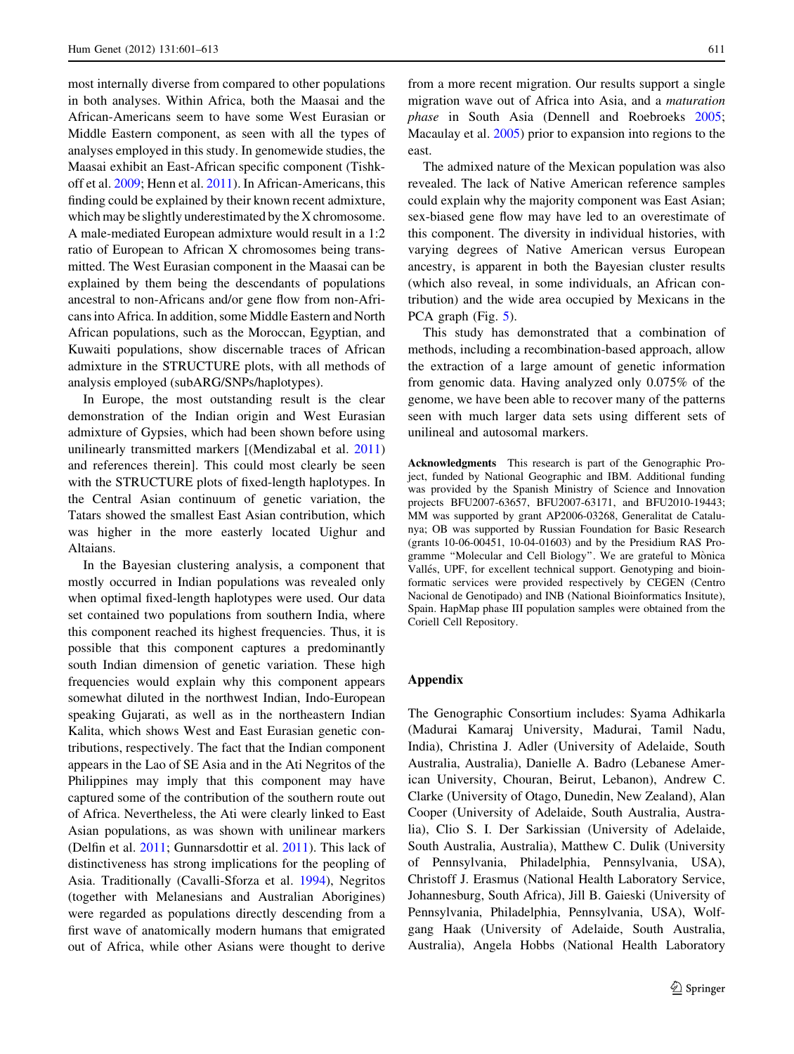most internally diverse from compared to other populations in both analyses. Within Africa, both the Maasai and the African-Americans seem to have some West Eurasian or Middle Eastern component, as seen with all the types of analyses employed in this study. In genomewide studies, the Maasai exhibit an East-African specific component (Tishkoff et al. 2009; Henn et al. 2011). In African-Americans, this finding could be explained by their known recent admixture, which may be slightly underestimated by the X chromosome. A male-mediated European admixture would result in a 1:2 ratio of European to African X chromosomes being transmitted. The West Eurasian component in the Maasai can be explained by them being the descendants of populations ancestral to non-Africans and/or gene flow from non-Africans into Africa. In addition, some Middle Eastern and North African populations, such as the Moroccan, Egyptian, and Kuwaiti populations, show discernable traces of African admixture in the STRUCTURE plots, with all methods of analysis employed (subARG/SNPs/haplotypes).

In Europe, the most outstanding result is the clear demonstration of the Indian origin and West Eurasian admixture of Gypsies, which had been shown before using unilinearly transmitted markers [(Mendizabal et al. 2011) and references therein]. This could most clearly be seen with the STRUCTURE plots of fixed-length haplotypes. In the Central Asian continuum of genetic variation, the Tatars showed the smallest East Asian contribution, which was higher in the more easterly located Uighur and Altaians.

In the Bayesian clustering analysis, a component that mostly occurred in Indian populations was revealed only when optimal fixed-length haplotypes were used. Our data set contained two populations from southern India, where this component reached its highest frequencies. Thus, it is possible that this component captures a predominantly south Indian dimension of genetic variation. These high frequencies would explain why this component appears somewhat diluted in the northwest Indian, Indo-European speaking Gujarati, as well as in the northeastern Indian Kalita, which shows West and East Eurasian genetic contributions, respectively. The fact that the Indian component appears in the Lao of SE Asia and in the Ati Negritos of the Philippines may imply that this component may have captured some of the contribution of the southern route out of Africa. Nevertheless, the Ati were clearly linked to East Asian populations, as was shown with unilinear markers (Delfin et al. 2011; Gunnarsdottir et al. 2011). This lack of distinctiveness has strong implications for the peopling of Asia. Traditionally (Cavalli-Sforza et al. 1994), Negritos (together with Melanesians and Australian Aborigines) were regarded as populations directly descending from a first wave of anatomically modern humans that emigrated out of Africa, while other Asians were thought to derive from a more recent migration. Our results support a single migration wave out of Africa into Asia, and a *maturation phase* in South Asia (Dennell and Roebroeks 2005; Macaulay et al. 2005) prior to expansion into regions to the east.

The admixed nature of the Mexican population was also revealed. The lack of Native American reference samples could explain why the majority component was East Asian; sex-biased gene flow may have led to an overestimate of this component. The diversity in individual histories, with varying degrees of Native American versus European ancestry, is apparent in both the Bayesian cluster results (which also reveal, in some individuals, an African contribution) and the wide area occupied by Mexicans in the PCA graph (Fig. 5).

This study has demonstrated that a combination of methods, including a recombination-based approach, allow the extraction of a large amount of genetic information from genomic data. Having analyzed only 0.075% of the genome, we have been able to recover many of the patterns seen with much larger data sets using different sets of unilineal and autosomal markers.

**Acknowledgments** This research is part of the Genographic Project, funded by National Geographic and IBM. Additional funding was provided by the Spanish Ministry of Science and Innovation projects BFU2007-63657, BFU2007-63171, and BFU2010-19443; MM was supported by grant AP2006-03268, Generalitat de Catalunya; OB was supported by Russian Foundation for Basic Research (grants 10-06-00451, 10-04-01603) and by the Presidium RAS Programme "Molecular and Cell Biology". We are grateful to Mònica Vallés, UPF, for excellent technical support. Genotyping and bioinformatic services were provided respectively by CEGEN (Centro Nacional de Genotipado) and INB (National Bioinformatics Insitute), Spain. HapMap phase III population samples were obtained from the Coriell Cell Repository.

## Appendix

The Genographic Consortium includes: Syama Adhikarla (Madurai Kamaraj University, Madurai, Tamil Nadu, India), Christina J. Adler (University of Adelaide, South Australia, Australia), Danielle A. Badro (Lebanese American University, Chouran, Beirut, Lebanon), Andrew C. Clarke (University of Otago, Dunedin, New Zealand), Alan Cooper (University of Adelaide, South Australia, Australia), Clio S. I. Der Sarkissian (University of Adelaide, South Australia, Australia), Matthew C. Dulik (University of Pennsylvania, Philadelphia, Pennsylvania, USA), Christoff J. Erasmus (National Health Laboratory Service, Johannesburg, South Africa), Jill B. Gaieski (University of Pennsylvania, Philadelphia, Pennsylvania, USA), Wolfgang Haak (University of Adelaide, South Australia, Australia), Angela Hobbs (National Health Laboratory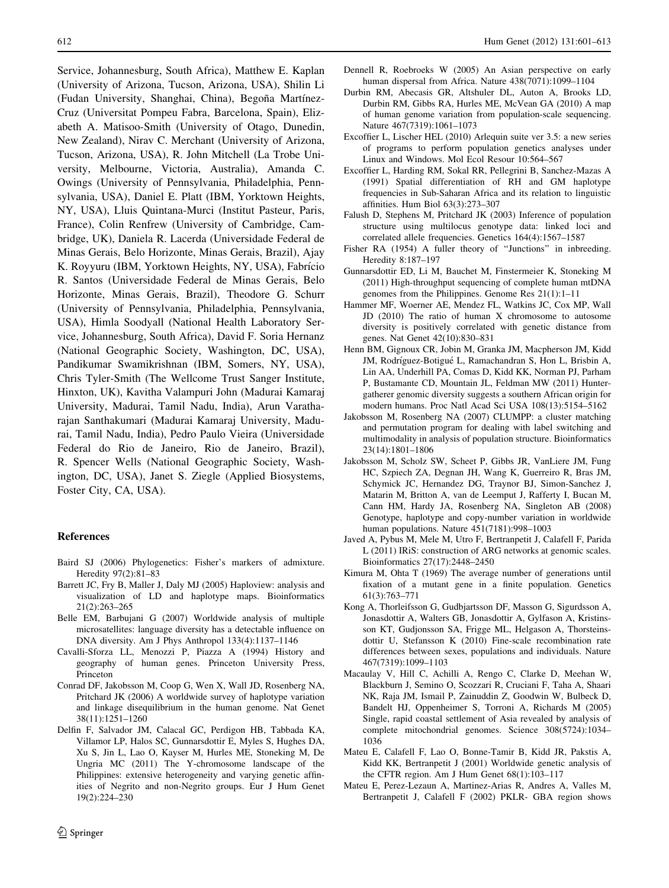Service, Johannesburg, South Africa), Matthew E. Kaplan (University of Arizona, Tucson, Arizona, USA), Shilin Li (Fudan University, Shanghai, China), Begoña Martínez-Cruz (Universitat Pompeu Fabra, Barcelona, Spain), Elizabeth A. Matisoo-Smith (University of Otago, Dunedin, New Zealand), Nirav C. Merchant (University of Arizona, Tucson, Arizona, USA), R. John Mitchell (La Trobe University, Melbourne, Victoria, Australia), Amanda C. Owings (University of Pennsylvania, Philadelphia, Pennsylvania, USA), Daniel E. Platt (IBM, Yorktown Heights, NY, USA), Lluis Quintana-Murci (Institut Pasteur, Paris, France), Colin Renfrew (University of Cambridge, Cambridge, UK), Daniela R. Lacerda (Universidade Federal de Minas Gerais, Belo Horizonte, Minas Gerais, Brazil), Ajay K. Royyuru (IBM, Yorktown Heights, NY, USA), Fabrício R. Santos (Universidade Federal de Minas Gerais, Belo Horizonte, Minas Gerais, Brazil), Theodore G. Schurr (University of Pennsylvania, Philadelphia, Pennsylvania, USA), Himla Soodyall (National Health Laboratory Service, Johannesburg, South Africa), David F. Soria Hernanz (National Geographic Society, Washington, DC, USA), Pandikumar Swamikrishnan (IBM, Somers, NY, USA), Chris Tyler-Smith (The Wellcome Trust Sanger Institute, Hinxton, UK), Kavitha Valampuri John (Madurai Kamaraj University, Madurai, Tamil Nadu, India), Arun Varatharajan Santhakumari (Madurai Kamaraj University, Madurai, Tamil Nadu, India), Pedro Paulo Vieira (Universidade Federal do Rio de Janeiro, Rio de Janeiro, Brazil), R. Spencer Wells (National Geographic Society, Washington, DC, USA), Janet S. Ziegle (Applied Biosystems, Foster City, CA, USA).

## References

Baird SJ (2006) Phylogenetics: Fisher's markers of admixture. Heredity 97(2):81–83

Barrett JC, Fry B, Maller J, Daly MJ (2005) Haploview: analysis and visualization of LD and haplotype maps. Bioinformatics 21(2):263–265

Belle EM, Barbujani G (2007) Worldwide analysis of multiple microsatellites: language diversity has a detectable influence on DNA diversity. Am J Phys Anthropol 133(4):1137–1146

Cavalli-Sforza LL, Menozzi P, Piazza A (1994) History and geography of human genes. Princeton University Press, Princeton

Conrad DF, Jakobsson M, Coop G, Wen X, Wall JD, Rosenberg NA, Pritchard JK (2006) A worldwide survey of haplotype variation and linkage disequilibrium in the human genome. Nat Genet 38(11):1251–1260

Delfin F, Salvador JM, Calacal GC, Perdigon HB, Tabbada KA, Villamor LP, Halos SC, Gunnarsdottir E, Myles S, Hughes DA, Xu S, Jin L, Lao O, Kayser M, Hurles ME, Stoneking M, De Ungria MC (2011) The Y-chromosome landscape of the Philippines: extensive heterogeneity and varying genetic affinities of Negrito and non-Negrito groups. Eur J Hum Genet 19(2):224–230

Dennell R, Roebroeks W (2005) An Asian perspective on early human dispersal from Africa. Nature 438(7071):1099–1104

Durbin RM, Abecasis GR, Altshuler DL, Auton A, Brooks LD, Durbin RM, Gibbs RA, Hurles ME, McVean GA (2010) A map of human genome variation from population-scale sequencing. Nature 467(7319):1061–1073

Excoffier L, Lischer HEL (2010) Arlequin suite ver 3.5: a new series of programs to perform population genetics analyses under Linux and Windows. Mol Ecol Resour 10:564–567

Excoffier L, Harding RM, Sokal RR, Pellegrini B, Sanchez-Mazas A (1991) Spatial differentiation of RH and GM haplotype frequencies in Sub-Saharan Africa and its relation to linguistic affinities. Hum Biol 63(3):273–307

Falush D, Stephens M, Pritchard JK (2003) Inference of population structure using multilocus genotype data: linked loci and correlated allele frequencies. Genetics 164(4):1567–1587

Fisher RA (1954) A fuller theory of "Junctions" in inbreeding. Heredity 8:187–197

Gunnarsdottir ED, Li M, Bauchet M, Finstermeier K, Stoneking M (2011) High-throughput sequencing of complete human mtDNA genomes from the Philippines. Genome Res 21(1):1–11

Hammer MF, Woerner AE, Mendez FL, Watkins JC, Cox MP, Wall JD (2010) The ratio of human X chromosome to autosome diversity is positively correlated with genetic distance from genes. Nat Genet 42(10):830–831

Henn BM, Gignoux CR, Jobin M, Granka JM, Macpherson JM, Kidd JM, Rodríguez-Botigué L, Ramachandran S, Hon L, Brisbin A, Lin AA, Underhill PA, Comas D, Kidd KK, Norman PJ, Parham P, Bustamante CD, Mountain JL, Feldman MW (2011) Hunter-gatherer genomic diversity suggests a southern African origin for modern humans. Proc Natl Acad Sci USA 108(13):5154–5162

Jakobsson M, Rosenberg NA (2007) CLUMPP: a cluster matching and permutation program for dealing with label switching and multimodality in analysis of population structure. Bioinformatics 23(14):1801–1806

Jakobsson M, Scholz SW, Scheet P, Gibbs JR, VanLiere JM, Fung HC, Szpiech ZA, Degnan JH, Wang K, Guerreiro R, Bras JM, Schymick JC, Hernandez DG, Traynor BJ, Simon-Sanchez J, Matarin M, Britton A, van de Leemput J, Rafferty I, Bucan M, Cann HM, Hardy JA, Rosenberg NA, Singleton AB (2008) Genotype, haplotype and copy-number variation in worldwide human populations. Nature 451(7181):998–1003

Javed A, Pybus M, Mele M, Utro F, Bertranpetit J, Calafell F, Parida L (2011) IRiS: construction of ARG networks at genomic scales. Bioinformatics 27(17):2448–2450

Kimura M, Ohta T (1969) The average number of generations until fixation of a mutant gene in a finite population. Genetics 61(3):763–771

Kong A, Thorleifsson G, Gudbjartsson DF, Masson G, Sigurdsson A, Jonasdottir A, Walters GB, Jonasdottir A, Gylfason A, Kristinsson KT, Gudjonsson SA, Frigge ML, Helgason A, Thorsteinsdottir U, Stefansson K (2010) Fine-scale recombination rate differences between sexes, populations and individuals. Nature 467(7319):1099–1103

Macaulay V, Hill C, Achilli A, Rengo C, Clarke D, Meehan W, Blackburn J, Semino O, Scozzari R, Cruciani F, Taha A, Shaari NK, Raja JM, Ismail P, Zainuddin Z, Goodwin W, Bulbeck D, Bandelt HJ, Oppenheimer S, Torroni A, Richards M (2005) Single, rapid coastal settlement of Asia revealed by analysis of complete mitochondrial genomes. Science 308(5724):1034–1036

Mateu E, Calafell F, Lao O, Bonne-Tamir B, Kidd JR, Pakstis A, Kidd KK, Bertranpetit J (2001) Worldwide genetic analysis of the CFTR region. Am J Hum Genet 68(1):103–117

Mateu E, Perez-Lezaun A, Martinez-Arias R, Andres A, Valles M, Bertranpetit J, Calafell F (2002) PKLR- GBA region shows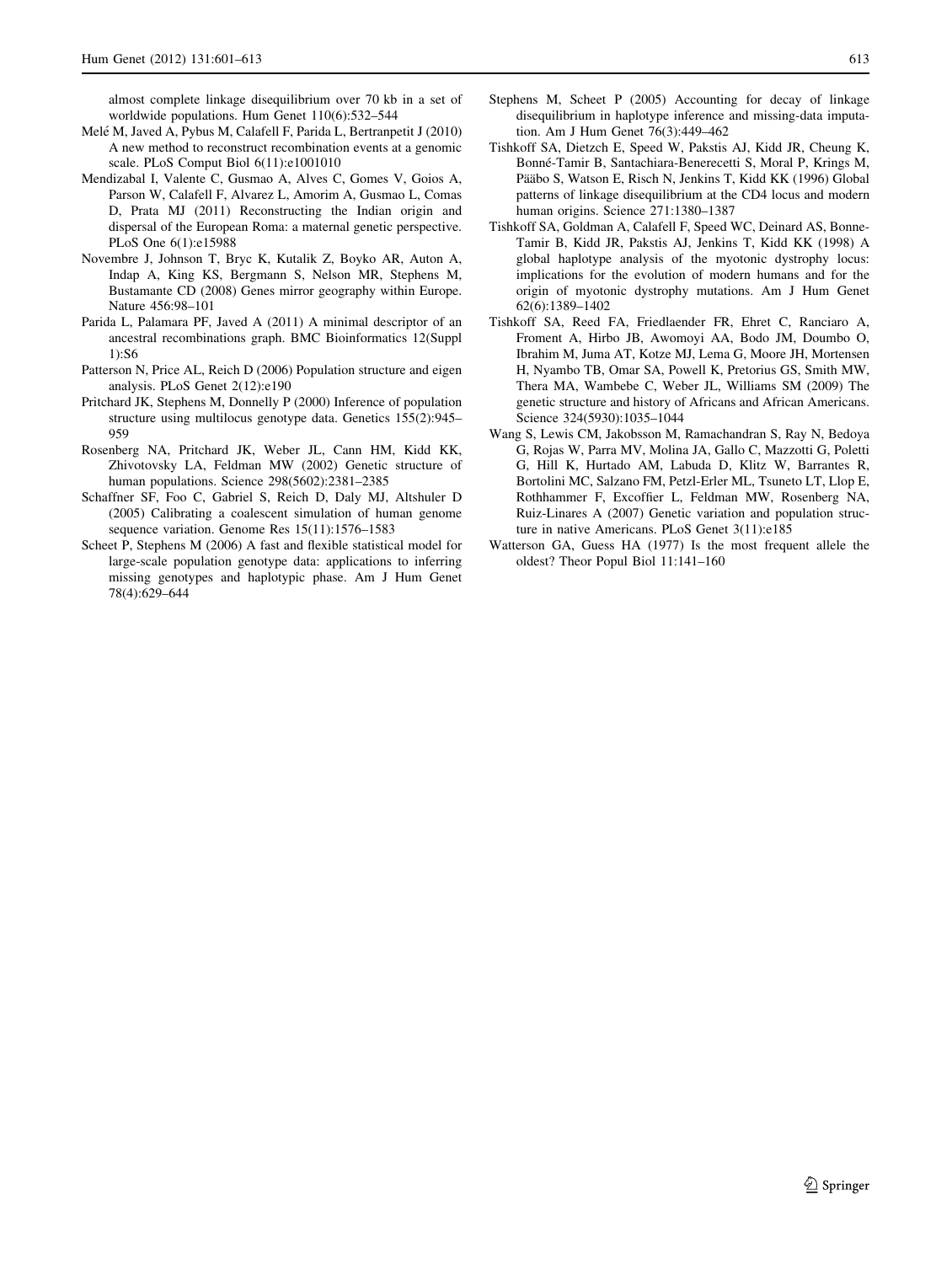almost complete linkage disequilibrium over 70 kb in a set of worldwide populations. Hum Genet 110(6):532–544

Melé M, Javed A, Pybus M, Calafell F, Parida L, Bertranpetit J (2010) A new method to reconstruct recombination events at a genomic scale. PLoS Comput Biol 6(11):e1001010

Mendizabal I, Valente C, Gusmao A, Alves C, Gomes V, Goios A, Parson W, Calafell F, Alvarez L, Amorim A, Gusmao L, Comas D, Prata MJ (2011) Reconstructing the Indian origin and dispersal of the European Roma: a maternal genetic perspective. PLoS One 6(1):e15988

Novembre J, Johnson T, Bryc K, Kutalik Z, Boyko AR, Auton A, Indap A, King KS, Bergmann S, Nelson MR, Stephens M, Bustamante CD (2008) Genes mirror geography within Europe. Nature 456:98–101

Parida L, Palamara PF, Javed A (2011) A minimal descriptor of an ancestral recombinations graph. BMC Bioinformatics 12(Suppl 1):S6

Patterson N, Price AL, Reich D (2006) Population structure and eigen analysis. PLoS Genet 2(12):e190

Pritchard JK, Stephens M, Donnelly P (2000) Inference of population structure using multilocus genotype data. Genetics 155(2):945–959

Rosenberg NA, Pritchard JK, Weber JL, Cann HM, Kidd KK, Zhivotovsky LA, Feldman MW (2002) Genetic structure of human populations. Science 298(5602):2381–2385

Schaffner SF, Foo C, Gabriel S, Reich D, Daly MJ, Altshuler D (2005) Calibrating a coalescent simulation of human genome sequence variation. Genome Res 15(11):1576–1583

Scheet P, Stephens M (2006) A fast and flexible statistical model for large-scale population genotype data: applications to inferring missing genotypes and haplotypic phase. Am J Hum Genet 78(4):629–644

Stephens M, Scheet P (2005) Accounting for decay of linkage disequilibrium in haplotype inference and missing-data imputation. Am J Hum Genet 76(3):449–462

Tishkoff SA, Dietzch E, Speed W, Pakstis AJ, Kidd JR, Cheung K, Bonné-Tamir B, Santachiara-Benerecetti S, Moral P, Krings M, Pääbo S, Watson E, Risch N, Jenkins T, Kidd KK (1996) Global patterns of linkage disequilibrium at the CD4 locus and modern human origins. Science 271:1380–1387

Tishkoff SA, Goldman A, Calafell F, Speed WC, Deinard AS, Bonne-Tamir B, Kidd JR, Pakstis AJ, Jenkins T, Kidd KK (1998) A global haplotype analysis of the myotonic dystrophy locus: implications for the evolution of modern humans and for the origin of myotonic dystrophy mutations. Am J Hum Genet 62(6):1389–1402

Tishkoff SA, Reed FA, Friedlaender FR, Ehret C, Ranciaro A, Froment A, Hirbo JB, Awomoyi AA, Bodo JM, Doumbo O, Ibrahim M, Juma AT, Kotze MJ, Lema G, Moore JH, Mortensen H, Nyambo TB, Omar SA, Powell K, Pretorius GS, Smith MW, Thera MA, Wambebe C, Weber JL, Williams SM (2009) The genetic structure and history of Africans and African Americans. Science 324(5930):1035–1044

Wang S, Lewis CM, Jakobsson M, Ramachandran S, Ray N, Bedoya G, Rojas W, Parra MV, Molina JA, Gallo C, Mazzotti G, Poletti G, Hill K, Hurtado AM, Labuda D, Klitz W, Barrantes R, Bortolini MC, Salzano FM, Petzl-Erler ML, Tsuneto LT, Llop E, Rothhammer F, Excoffier L, Feldman MW, Rosenberg NA, Ruiz-Linares A (2007) Genetic variation and population structure in native Americans. PLoS Genet 3(11):e185

Watterson GA, Guess HA (1977) Is the most frequent allele the oldest? Theor Popul Biol 11:141–160